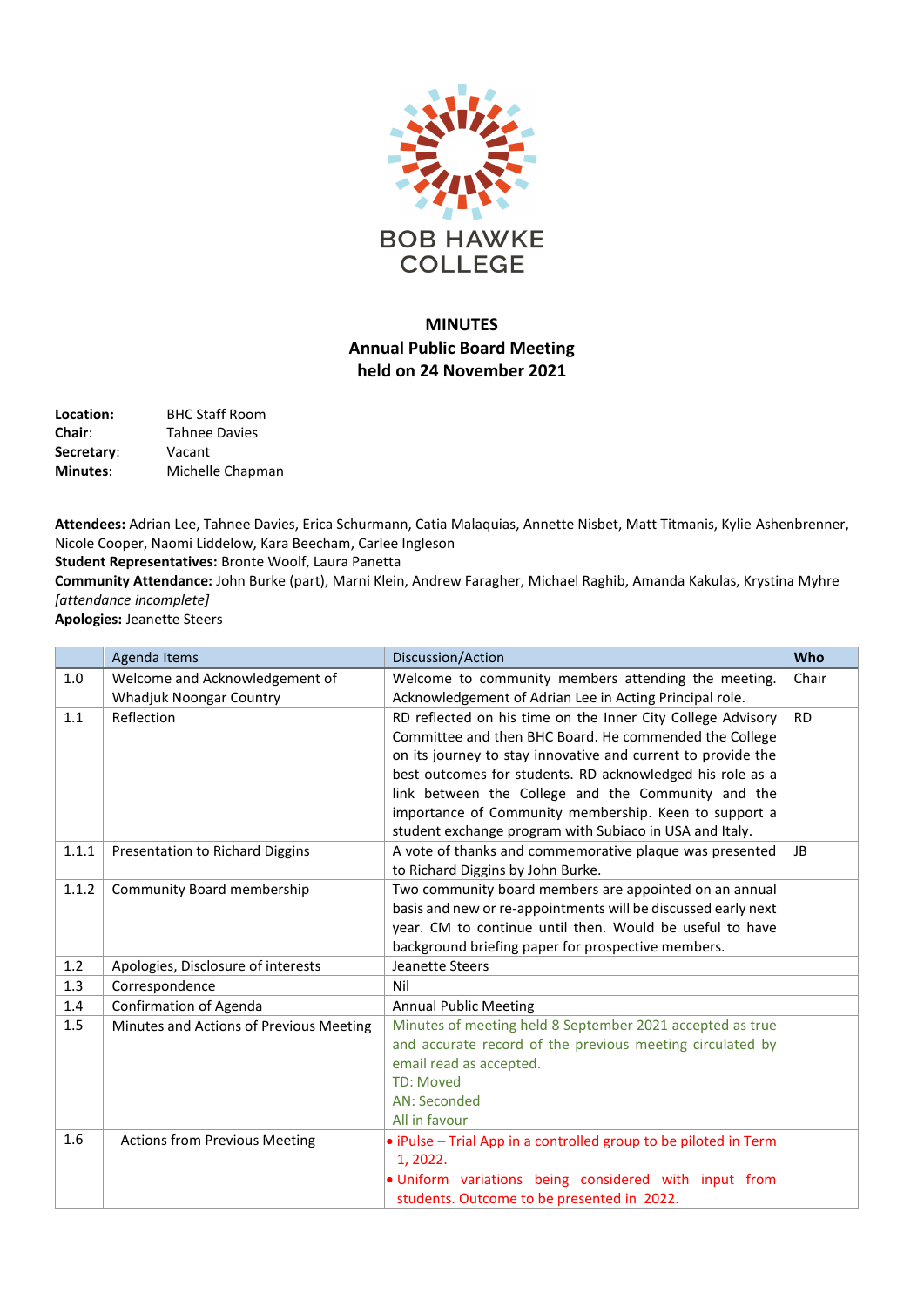BOB HAWKE COLLEGE

# MINUTES
## Annual Public Board Meeting
## held on 24 November 2021

**Location:** BHC Staff Room
**Chair:** Tahnee Davies
**Secretary:** Vacant
**Minutes:** Michelle Chapman

**Attendees:** Adrian Lee, Tahnee Davies, Erica Schurmann, Catia Malaquias, Annette Nisbet, Matt Titmanis, Kylie Ashenbrenner, Nicole Cooper, Naomi Liddelow, Kara Beecham, Carlee Ingleson
**Student Representatives:** Bronte Woolf, Laura Panetta
**Community Attendance:** John Burke (part), Marni Klein, Andrew Faragher, Michael Raghib, Amanda Kakulas, Krystina Myhre *[attendance incomplete]*
**Apologies:** Jeanette Steers

| | Agenda Items | Discussion/Action | Who |
|---|---|---|---|
| 1.0 | Welcome and Acknowledgement of Whadjuk Noongar Country | Welcome to community members attending the meeting. Acknowledgement of Adrian Lee in Acting Principal role. | Chair |
| 1.1 | Reflection | RD reflected on his time on the Inner City College Advisory Committee and then BHC Board. He commended the College on its journey to stay innovative and current to provide the best outcomes for students. RD acknowledged his role as a link between the College and the Community and the importance of Community membership. Keen to support a student exchange program with Subiaco in USA and Italy. | RD |
| 1.1.1 | Presentation to Richard Diggins | A vote of thanks and commemorative plaque was presented to Richard Diggins by John Burke. | JB |
| 1.1.2 | Community Board membership | Two community board members are appointed on an annual basis and new or re-appointments will be discussed early next year. CM to continue until then. Would be useful to have background briefing paper for prospective members. | |
| 1.2 | Apologies, Disclosure of interests | Jeanette Steers | |
| 1.3 | Correspondence | Nil | |
| 1.4 | Confirmation of Agenda | Annual Public Meeting | |
| 1.5 | Minutes and Actions of Previous Meeting | Minutes of meeting held 8 September 2021 accepted as true and accurate record of the previous meeting circulated by email read as accepted.<br>TD: Moved<br>AN: Seconded<br>All in favour | |
| 1.6 | Actions from Previous Meeting | • iPulse – Trial App in a controlled group to be piloted in Term 1, 2022.<br>• Uniform variations being considered with input from students. Outcome to be presented in 2022. | |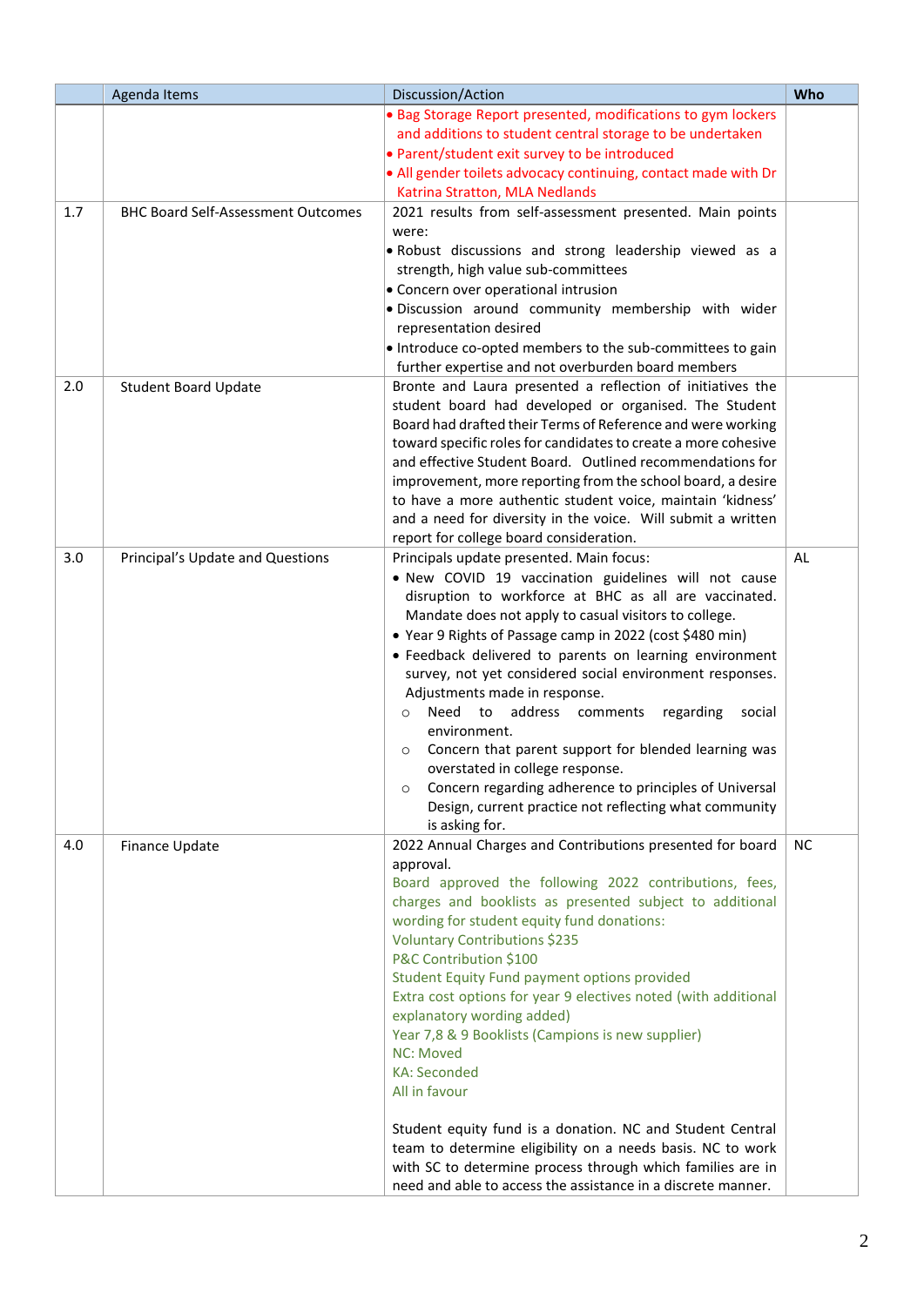|  | Agenda Items | Discussion/Action | Who |
|---|---|---|---|
|  |  | • Bag Storage Report presented, modifications to gym lockers and additions to student central storage to be undertaken<br>• Parent/student exit survey to be introduced<br>• All gender toilets advocacy continuing, contact made with Dr Katrina Stratton, MLA Nedlands |  |
| 1.7 | BHC Board Self-Assessment Outcomes | 2021 results from self-assessment presented. Main points were:<br>• Robust discussions and strong leadership viewed as a strength, high value sub-committees<br>• Concern over operational intrusion<br>• Discussion around community membership with wider representation desired<br>• Introduce co-opted members to the sub-committees to gain further expertise and not overburden board members |  |
| 2.0 | Student Board Update | Bronte and Laura presented a reflection of initiatives the student board had developed or organised. The Student Board had drafted their Terms of Reference and were working toward specific roles for candidates to create a more cohesive and effective Student Board. Outlined recommendations for improvement, more reporting from the school board, a desire to have a more authentic student voice, maintain 'kidness' and a need for diversity in the voice. Will submit a written report for college board consideration. |  |
| 3.0 | Principal's Update and Questions | Principals update presented. Main focus:<br>• New COVID 19 vaccination guidelines will not cause disruption to workforce at BHC as all are vaccinated. Mandate does not apply to casual visitors to college.<br>• Year 9 Rights of Passage camp in 2022 (cost $480 min)<br>• Feedback delivered to parents on learning environment survey, not yet considered social environment responses. Adjustments made in response.<br>&nbsp;&nbsp;○ Need to address comments regarding social environment.<br>&nbsp;&nbsp;○ Concern that parent support for blended learning was overstated in college response.<br>&nbsp;&nbsp;○ Concern regarding adherence to principles of Universal Design, current practice not reflecting what community is asking for. | AL |
| 4.0 | Finance Update | 2022 Annual Charges and Contributions presented for board approval.<br>Board approved the following 2022 contributions, fees, charges and booklists as presented subject to additional wording for student equity fund donations:<br>Voluntary Contributions $235<br>P&C Contribution $100<br>Student Equity Fund payment options provided<br>Extra cost options for year 9 electives noted (with additional explanatory wording added)<br>Year 7,8 & 9 Booklists (Campions is new supplier)<br>NC: Moved<br>KA: Seconded<br>All in favour<br><br>Student equity fund is a donation. NC and Student Central team to determine eligibility on a needs basis. NC to work with SC to determine process through which families are in need and able to access the assistance in a discrete manner. | NC |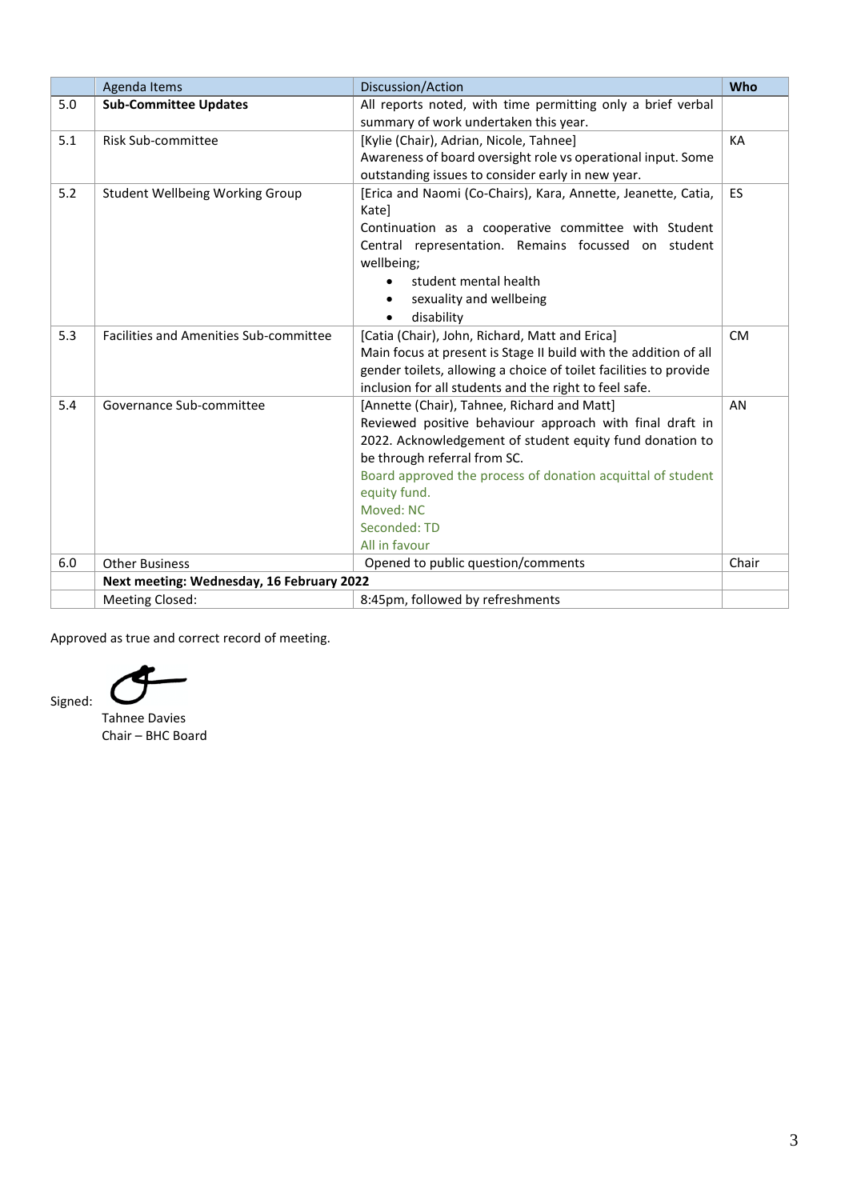| | Agenda Items | Discussion/Action | **Who** |
|---|---|---|---|
| 5.0 | **Sub-Committee Updates** | All reports noted, with time permitting only a brief verbal summary of work undertaken this year. | |
| 5.1 | Risk Sub-committee | [Kylie (Chair), Adrian, Nicole, Tahnee]<br>Awareness of board oversight role vs operational input. Some outstanding issues to consider early in new year. | KA |
| 5.2 | Student Wellbeing Working Group | [Erica and Naomi (Co-Chairs), Kara, Annette, Jeanette, Catia, Kate]<br>Continuation as a cooperative committee with Student Central representation. Remains focussed on student wellbeing;<br>• student mental health<br>• sexuality and wellbeing<br>• disability | ES |
| 5.3 | Facilities and Amenities Sub-committee | [Catia (Chair), John, Richard, Matt and Erica]<br>Main focus at present is Stage II build with the addition of all gender toilets, allowing a choice of toilet facilities to provide inclusion for all students and the right to feel safe. | CM |
| 5.4 | Governance Sub-committee | [Annette (Chair), Tahnee, Richard and Matt]<br>Reviewed positive behaviour approach with final draft in 2022. Acknowledgement of student equity fund donation to be through referral from SC.<br>Board approved the process of donation acquittal of student equity fund.<br>Moved: NC<br>Seconded: TD<br>All in favour | AN |
| 6.0 | Other Business | Opened to public question/comments | Chair |
| | **Next meeting: Wednesday, 16 February 2022** | | |
| | Meeting Closed: | 8:45pm, followed by refreshments | |

Approved as true and correct record of meeting.

Signed:

Tahnee Davies
Chair – BHC Board